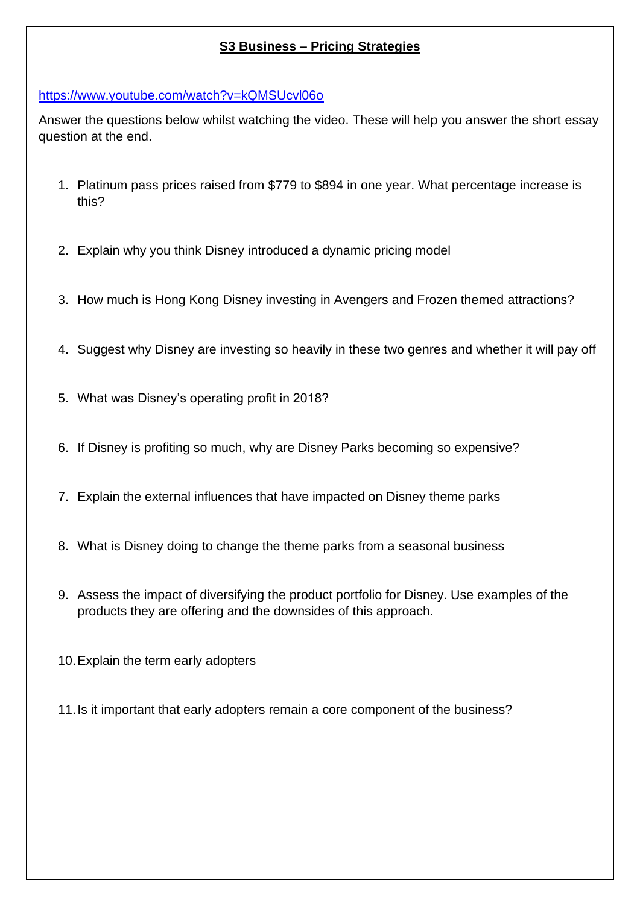# S3 Business – Pricing Strategies

https://www.youtube.com/watch?v=kQMSUcvl06o

Answer the questions below whilst watching the video. These will help you answer the short essay question at the end.

1. Platinum pass prices raised from $779 to $894 in one year. What percentage increase is this?

2. Explain why you think Disney introduced a dynamic pricing model

3. How much is Hong Kong Disney investing in Avengers and Frozen themed attractions?

4. Suggest why Disney are investing so heavily in these two genres and whether it will pay off

5. What was Disney's operating profit in 2018?

6. If Disney is profiting so much, why are Disney Parks becoming so expensive?

7. Explain the external influences that have impacted on Disney theme parks

8. What is Disney doing to change the theme parks from a seasonal business

9. Assess the impact of diversifying the product portfolio for Disney. Use examples of the products they are offering and the downsides of this approach.

10. Explain the term early adopters

11. Is it important that early adopters remain a core component of the business?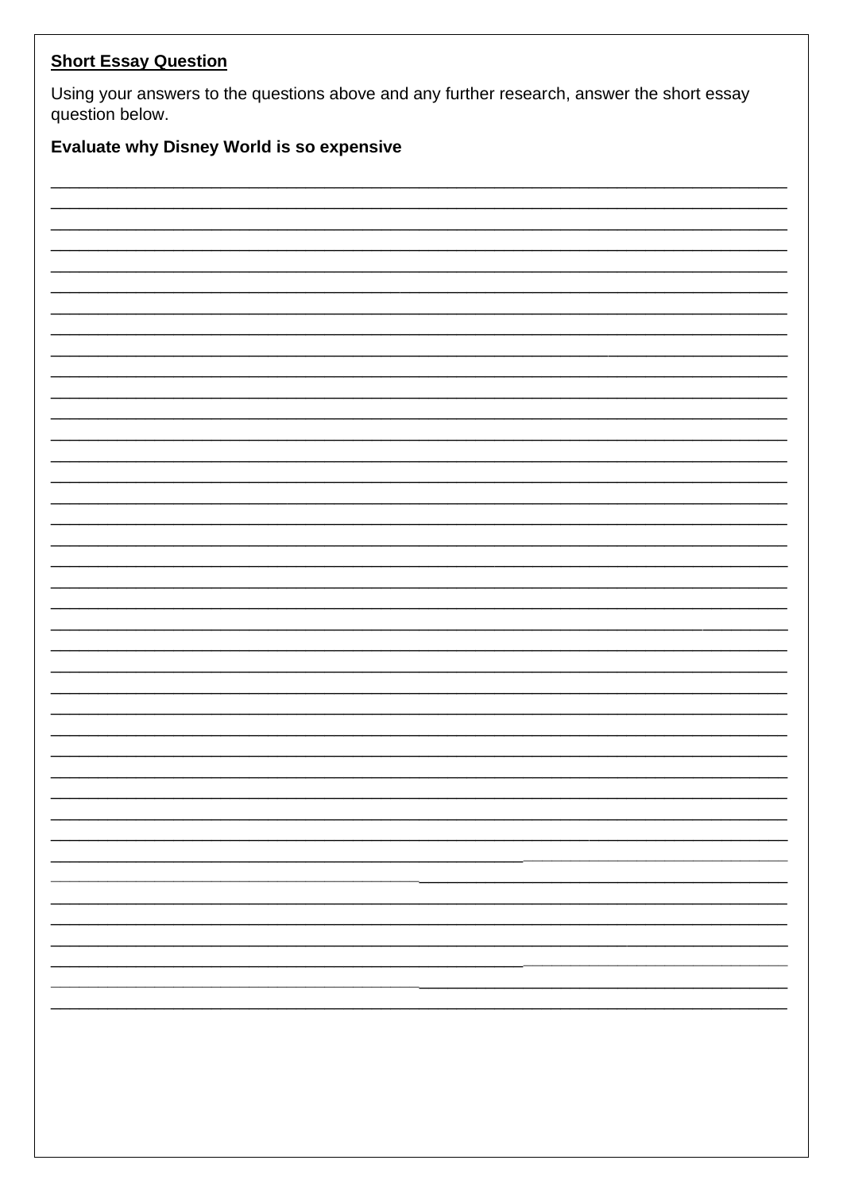**Short Essay Question**

Using your answers to the questions above and any further research, answer the short essay question below.

**Evaluate why Disney World is so expensive**